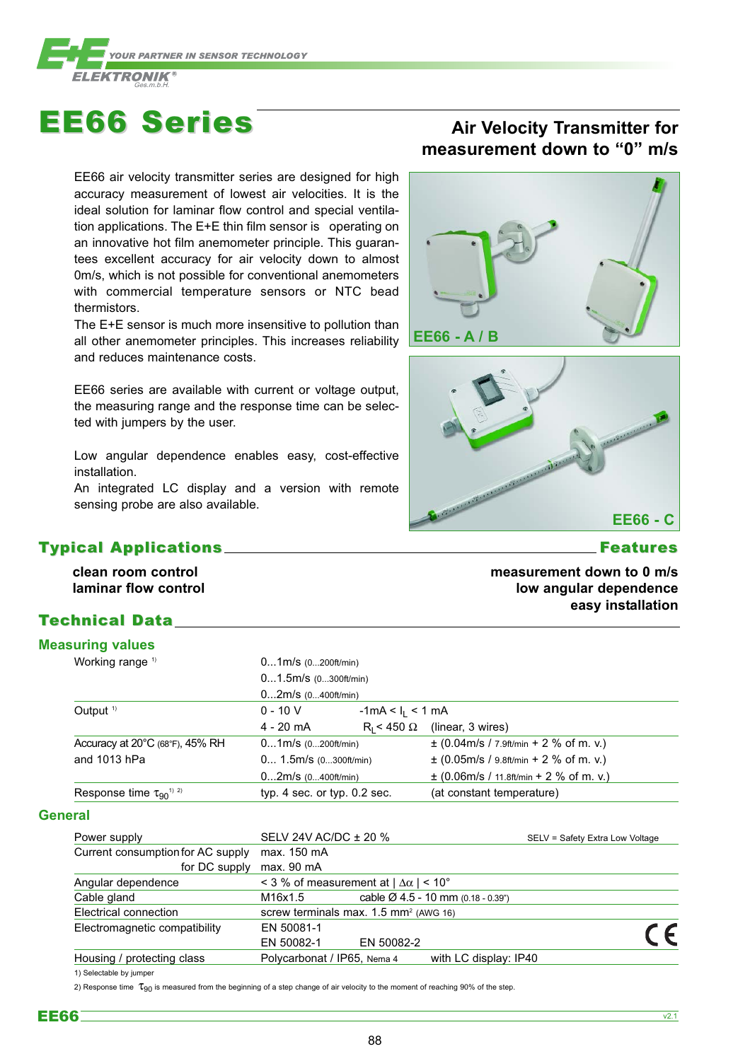# EE66 Series

## Air Velocity Transmitter for measurement down to "0" m/s

EE66 air velocity transmitter series are designed for high accuracy measurement of lowest air velocities. It is the ideal solution for laminar flow control and special ventilation applications. The E+E thin film sensor is operating on an innovative hot film anemometer principle. This guarantees excellent accuracy for air velocity down to almost 0m/s, which is not possible for conventional anemometers with commercial temperature sensors or NTC bead thermistors.

The E+E sensor is much more insensitive to pollution than all other anemometer principles. This increases reliability and reduces maintenance costs.

EE66 series are available with current or voltage output, the measuring range and the response time can be selected with jumpers by the user.

Low angular dependence enables easy, cost-effective installation.
An integrated LC display and a version with remote sensing probe are also available.

EE66 - A / B

EE66 - C

## Typical Applications

**clean room control**
**laminar flow control**

## Features

**measurement down to 0 m/s**
**low angular dependence**
**easy installation**

## Technical Data

### Measuring values

| | | |
|---|---|---|
| Working range [1] | 0...1m/s (0...200ft/min) | |
| | 0...1.5m/s (0...300ft/min) | |
| | 0...2m/s (0...400ft/min) | |
| Output [1] | 0 - 10 V | -1mA < $I_L$ < 1 mA |
| | 4 - 20 mA | $R_L$ < 450 Ω (linear, 3 wires) |
| Accuracy at 20°C (68°F), 45% RH and 1013 hPa | 0...1m/s (0...200ft/min) | ± (0.04m/s / 7.9ft/min + 2 % of m. v.) |
| | 0... 1.5m/s (0...300ft/min) | ± (0.05m/s / 9.8ft/min + 2 % of m. v.) |
| | 0...2m/s (0...400ft/min) | ± (0.06m/s / 11.8ft/min + 2 % of m. v.) |
| Response time $\tau_{90}$ [1] [2] | typ. 4 sec. or typ. 0.2 sec. | (at constant temperature) |

### General

| | | |
|---|---|---|
| Power supply | SELV 24V AC/DC ± 20 % | SELV = Safety Extra Low Voltage |
| Current consumption for AC supply | max. 150 mA | |
| for DC supply | max. 90 mA | |
| Angular dependence | < 3 % of measurement at \| Δα \| < 10° | |
| Cable gland | M16x1.5 | cable Ø 4.5 - 10 mm (0.18 - 0.39") |
| Electrical connection | screw terminals max. 1.5 mm² (AWG 16) | |
| Electromagnetic compatibility | EN 50081-1 | |
| | EN 50082-1 | EN 50082-2 |
| Housing / protecting class | Polycarbonat / IP65, Nema 4 | with LC display: IP40 |

1) Selectable by jumper

2) Response time $\tau_{90}$ is measured from the beginning of a step change of air velocity to the moment of reaching 90% of the step.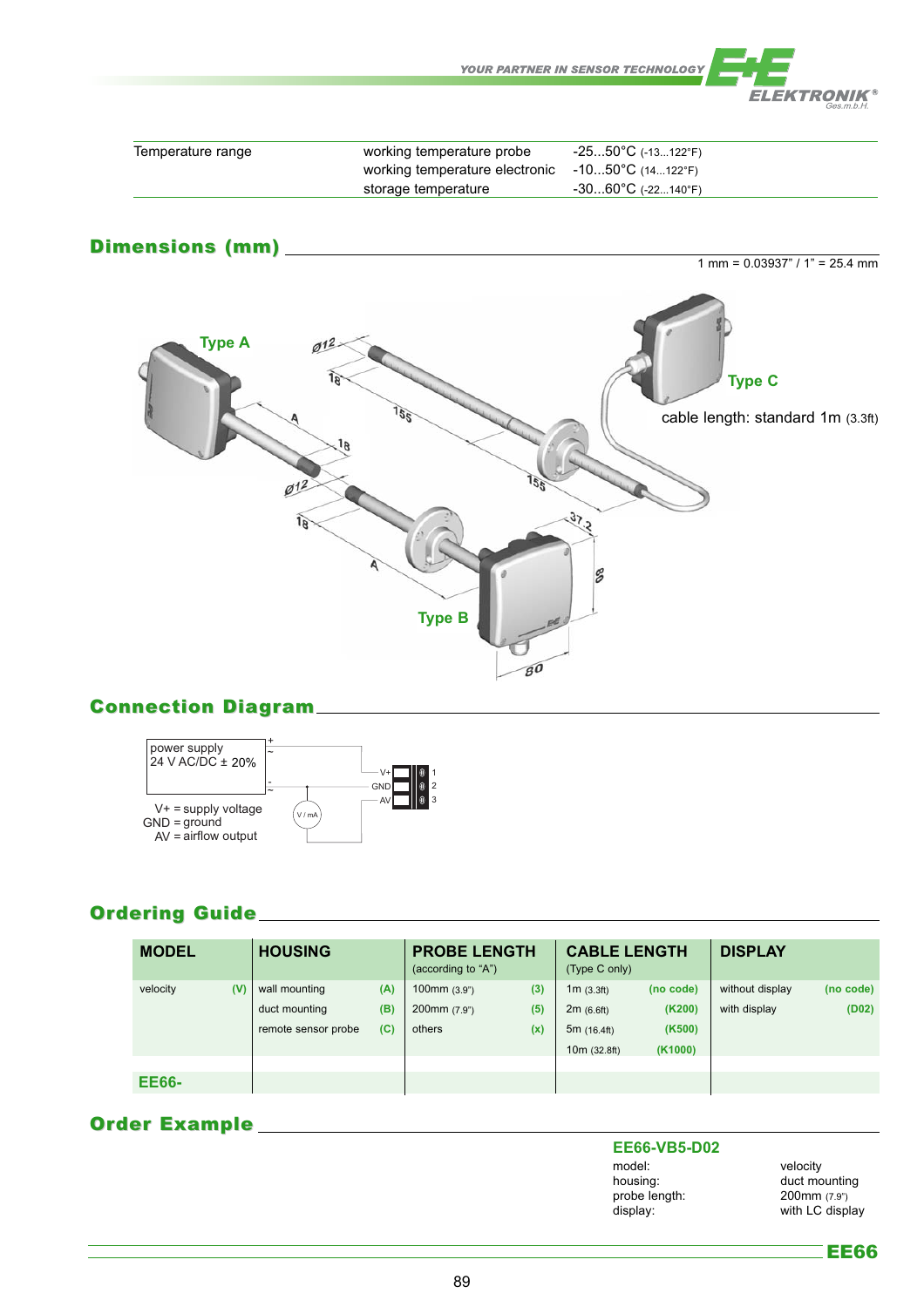| | | |
|---|---|---|
| Temperature range | working temperature probe | -25...50°C (-13...122°F) |
| | working temperature electronic | -10...50°C (14...122°F) |
| | storage temperature | -30...60°C (-22...140°F) |

## Dimensions (mm)

1 mm = 0.03937" / 1" = 25.4 mm

Type A

Ø12

18

155

A

18

Ø12

18

155

Type C

cable length: standard 1m (3.3ft)

A

37.2

80

Type B

80

## Connection Diagram

power supply
24 V AC/DC ± 20%

V+ = supply voltage
GND = ground
AV = airflow output

V+ 1
GND 2
AV 3

V / mA

## Ordering Guide

| MODEL | | HOUSING | | PROBE LENGTH (according to "A") | | CABLE LENGTH (Type C only) | | DISPLAY | |
|---|---|---|---|---|---|---|---|---|---|
| velocity | (V) | wall mounting | (A) | 100mm (3.9") | (3) | 1m (3.3ft) | (no code) | without display | (no code) |
| | | duct mounting | (B) | 200mm (7.9") | (5) | 2m (6.6ft) | (K200) | with display | (D02) |
| | | remote sensor probe | (C) | others | (x) | 5m (16.4ft) | (K500) | | |
| | | | | | | 10m (32.8ft) | (K1000) | | |
| EE66- | | | | | | | | | |

## Order Example

**EE66-VB5-D02**

| | |
|---|---|
| model: | velocity |
| housing: | duct mounting |
| probe length: | 200mm (7.9") |
| display: | with LC display |